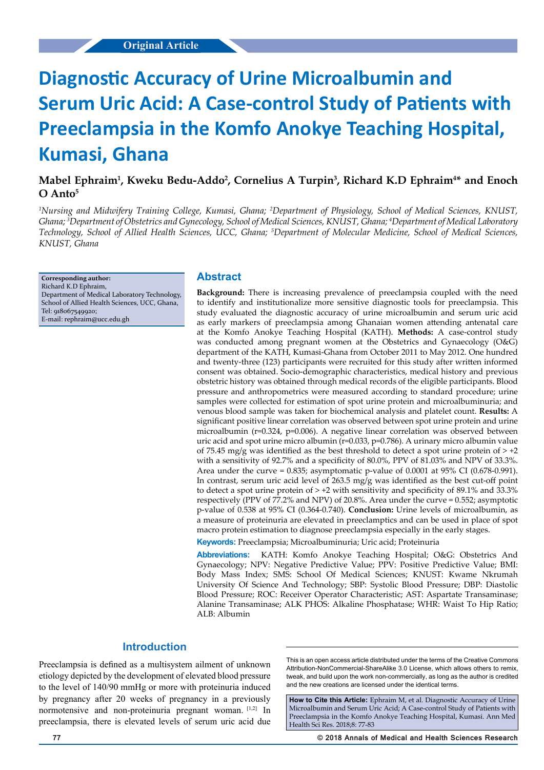Original Article

# Diagnostic Accuracy of Urine Microalbumin and Serum Uric Acid: A Case-control Study of Patients with Preeclampsia in the Komfo Anokye Teaching Hospital, Kumasi, Ghana

**Mabel Ephraim[1], Kweku Bedu-Addo[2], Cornelius A Turpin[3], Richard K.D Ephraim[4]* and Enoch O Anto[5]**

*[1]Nursing and Midwifery Training College, Kumasi, Ghana; [2]Department of Physiology, School of Medical Sciences, KNUST, Ghana; [3]Department of Obstetrics and Gynecology, School of Medical Sciences, KNUST, Ghana; [4]Department of Medical Laboratory Technology, School of Allied Health Sciences, UCC, Ghana; [5]Department of Molecular Medicine, School of Medical Sciences, KNUST, Ghana*

**Corresponding author:**
Richard K.D Ephraim,
Department of Medical Laboratory Technology, School of Allied Health Sciences, UCC, Ghana,
Tel: 918067549920;
E-mail: rephraim@ucc.edu.gh

## Abstract

**Background:** There is increasing prevalence of preeclampsia coupled with the need to identify and institutionalize more sensitive diagnostic tools for preeclampsia. This study evaluated the diagnostic accuracy of urine microalbumin and serum uric acid as early markers of preeclampsia among Ghanaian women attending antenatal care at the Komfo Anokye Teaching Hospital (KATH). **Methods:** A case-control study was conducted among pregnant women at the Obstetrics and Gynaecology (O&G) department of the KATH, Kumasi-Ghana from October 2011 to May 2012. One hundred and twenty-three (123) participants were recruited for this study after written informed consent was obtained. Socio-demographic characteristics, medical history and previous obstetric history was obtained through medical records of the eligible participants. Blood pressure and anthropometrics were measured according to standard procedure; urine samples were collected for estimation of spot urine protein and microalbuminuria; and venous blood sample was taken for biochemical analysis and platelet count. **Results:** A significant positive linear correlation was observed between spot urine protein and urine microalbumin (r=0.324, p=0.006). A negative linear correlation was observed between uric acid and spot urine micro albumin (r=0.033, p=0.786). A urinary micro albumin value of 75.45 mg/g was identified as the best threshold to detect a spot urine protein of > +2 with a sensitivity of 92.7% and a specificity of 80.0%, PPV of 81.03% and NPV of 33.3%. Area under the curve = 0.835; asymptomatic p-value of 0.0001 at 95% CI (0.678-0.991). In contrast, serum uric acid level of 263.5 mg/g was identified as the best cut-off point to detect a spot urine protein of > +2 with sensitivity and specificity of 89.1% and 33.3% respectively (PPV of 77.2% and NPV) of 20.8%. Area under the curve = 0.552; asymptotic p-value of 0.538 at 95% CI (0.364-0.740). **Conclusion:** Urine levels of microalbumin, as a measure of proteinuria are elevated in preeclamptics and can be used in place of spot macro protein estimation to diagnose preeclampsia especially in the early stages.

**Keywords:** Preeclampsia; Microalbuminuria; Uric acid; Proteinuria

**Abbreviations:** KATH: Komfo Anokye Teaching Hospital; O&G: Obstetrics And Gynaecology; NPV: Negative Predictive Value; PPV: Positive Predictive Value; BMI: Body Mass Index; SMS: School Of Medical Sciences; KNUST: Kwame Nkrumah University Of Science And Technology; SBP: Systolic Blood Pressure; DBP: Diastolic Blood Pressure; ROC: Receiver Operator Characteristic; AST: Aspartate Transaminase; Alanine Transaminase; ALK PHOS: Alkaline Phosphatase; WHR: Waist To Hip Ratio; ALB: Albumin

## Introduction

Preeclampsia is defined as a multisystem ailment of unknown etiology depicted by the development of elevated blood pressure to the level of 140/90 mmHg or more with proteinuria induced by pregnancy after 20 weeks of pregnancy in a previously normotensive and non-proteinuria pregnant woman. [1,2] In preeclampsia, there is elevated levels of serum uric acid due

This is an open access article distributed under the terms of the Creative Commons Attribution-NonCommercial-ShareAlike 3.0 License, which allows others to remix, tweak, and build upon the work non-commercially, as long as the author is credited and the new creations are licensed under the identical terms.

**How to Cite this Article:** Ephraim M, et al. Diagnostic Accuracy of Urine Microalbumin and Serum Uric Acid; A Case-control Study of Patients with Preeclampsia in the Komfo Anokye Teaching Hospital, Kumasi. Ann Med Health Sci Res. 2018;8: 77-83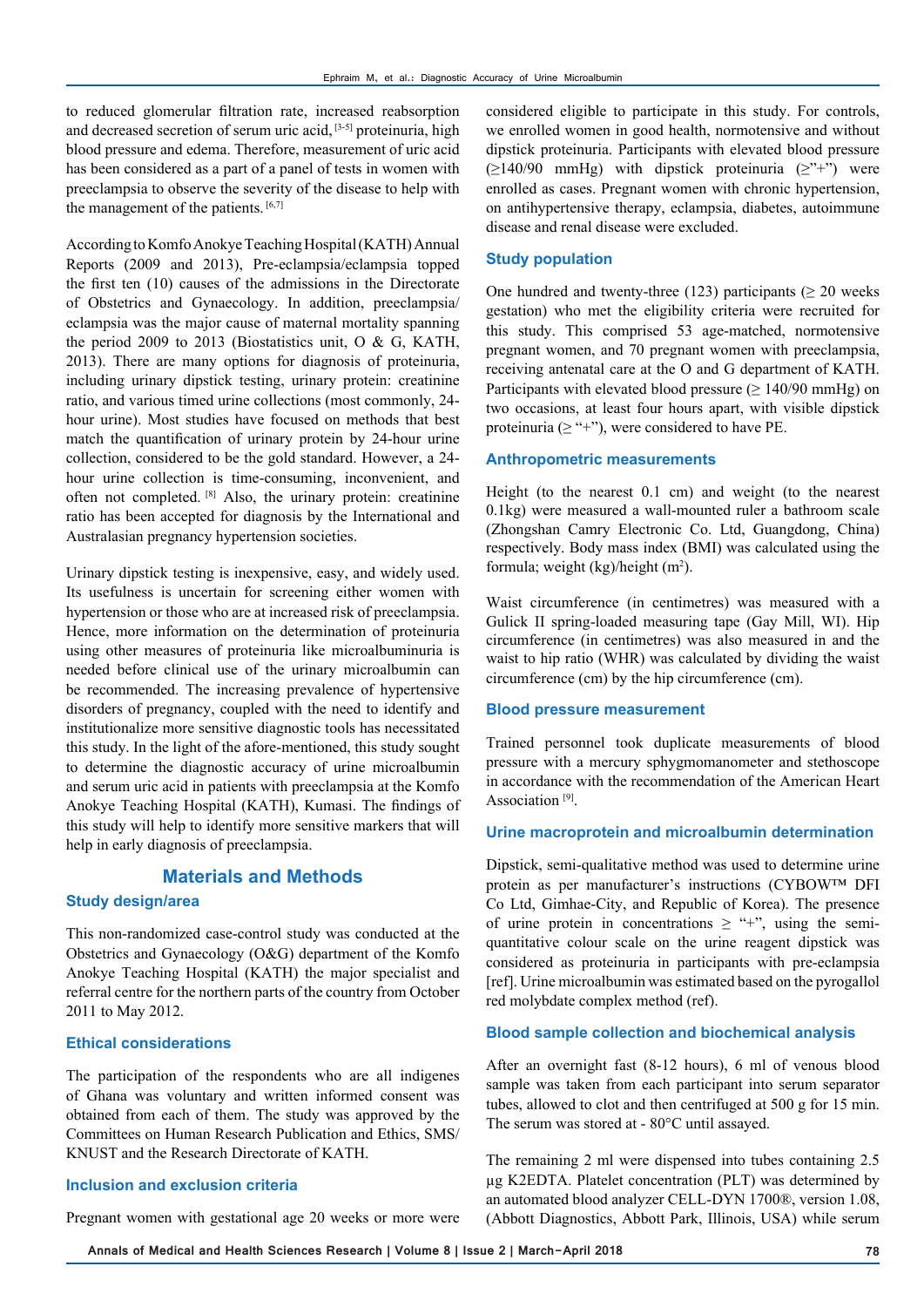to reduced glomerular filtration rate, increased reabsorption and decreased secretion of serum uric acid,[3-5] proteinuria, high blood pressure and edema. Therefore, measurement of uric acid has been considered as a part of a panel of tests in women with preeclampsia to observe the severity of the disease to help with the management of the patients.[6,7]

According to Komfo Anokye Teaching Hospital (KATH) Annual Reports (2009 and 2013), Pre-eclampsia/eclampsia topped the first ten (10) causes of the admissions in the Directorate of Obstetrics and Gynaecology. In addition, preeclampsia/eclampsia was the major cause of maternal mortality spanning the period 2009 to 2013 (Biostatistics unit, O & G, KATH, 2013). There are many options for diagnosis of proteinuria, including urinary dipstick testing, urinary protein: creatinine ratio, and various timed urine collections (most commonly, 24-hour urine). Most studies have focused on methods that best match the quantification of urinary protein by 24-hour urine collection, considered to be the gold standard. However, a 24-hour urine collection is time-consuming, inconvenient, and often not completed.[8] Also, the urinary protein: creatinine ratio has been accepted for diagnosis by the International and Australasian pregnancy hypertension societies.

Urinary dipstick testing is inexpensive, easy, and widely used. Its usefulness is uncertain for screening either women with hypertension or those who are at increased risk of preeclampsia. Hence, more information on the determination of proteinuria using other measures of proteinuria like microalbuminuria is needed before clinical use of the urinary microalbumin can be recommended. The increasing prevalence of hypertensive disorders of pregnancy, coupled with the need to identify and institutionalize more sensitive diagnostic tools has necessitated this study. In the light of the afore-mentioned, this study sought to determine the diagnostic accuracy of urine microalbumin and serum uric acid in patients with preeclampsia at the Komfo Anokye Teaching Hospital (KATH), Kumasi. The findings of this study will help to identify more sensitive markers that will help in early diagnosis of preeclampsia.

## Materials and Methods

### Study design/area

This non-randomized case-control study was conducted at the Obstetrics and Gynaecology (O&G) department of the Komfo Anokye Teaching Hospital (KATH) the major specialist and referral centre for the northern parts of the country from October 2011 to May 2012.

### Ethical considerations

The participation of the respondents who are all indigenes of Ghana was voluntary and written informed consent was obtained from each of them. The study was approved by the Committees on Human Research Publication and Ethics, SMS/KNUST and the Research Directorate of KATH.

### Inclusion and exclusion criteria

Pregnant women with gestational age 20 weeks or more were considered eligible to participate in this study. For controls, we enrolled women in good health, normotensive and without dipstick proteinuria. Participants with elevated blood pressure (≥140/90 mmHg) with dipstick proteinuria (≥"+") were enrolled as cases. Pregnant women with chronic hypertension, on antihypertensive therapy, eclampsia, diabetes, autoimmune disease and renal disease were excluded.

### Study population

One hundred and twenty-three (123) participants (≥ 20 weeks gestation) who met the eligibility criteria were recruited for this study. This comprised 53 age-matched, normotensive pregnant women, and 70 pregnant women with preeclampsia, receiving antenatal care at the O and G department of KATH. Participants with elevated blood pressure (≥ 140/90 mmHg) on two occasions, at least four hours apart, with visible dipstick proteinuria (≥ "+"), were considered to have PE.

### Anthropometric measurements

Height (to the nearest 0.1 cm) and weight (to the nearest 0.1kg) were measured a wall-mounted ruler a bathroom scale (Zhongshan Camry Electronic Co. Ltd, Guangdong, China) respectively. Body mass index (BMI) was calculated using the formula; weight (kg)/height ($m^2$).

Waist circumference (in centimetres) was measured with a Gulick II spring-loaded measuring tape (Gay Mill, WI). Hip circumference (in centimetres) was also measured in and the waist to hip ratio (WHR) was calculated by dividing the waist circumference (cm) by the hip circumference (cm).

### Blood pressure measurement

Trained personnel took duplicate measurements of blood pressure with a mercury sphygmomanometer and stethoscope in accordance with the recommendation of the American Heart Association [9].

### Urine macroprotein and microalbumin determination

Dipstick, semi-qualitative method was used to determine urine protein as per manufacturer's instructions (CYBOW™ DFI Co Ltd, Gimhae-City, and Republic of Korea). The presence of urine protein in concentrations ≥ "+", using the semi-quantitative colour scale on the urine reagent dipstick was considered as proteinuria in participants with pre-eclampsia [ref]. Urine microalbumin was estimated based on the pyrogallol red molybdate complex method (ref).

### Blood sample collection and biochemical analysis

After an overnight fast (8-12 hours), 6 ml of venous blood sample was taken from each participant into serum separator tubes, allowed to clot and then centrifuged at 500 g for 15 min. The serum was stored at - 80°C until assayed.

The remaining 2 ml were dispensed into tubes containing 2.5 μg K2EDTA. Platelet concentration (PLT) was determined by an automated blood analyzer CELL-DYN 1700®, version 1.08, (Abbott Diagnostics, Abbott Park, Illinois, USA) while serum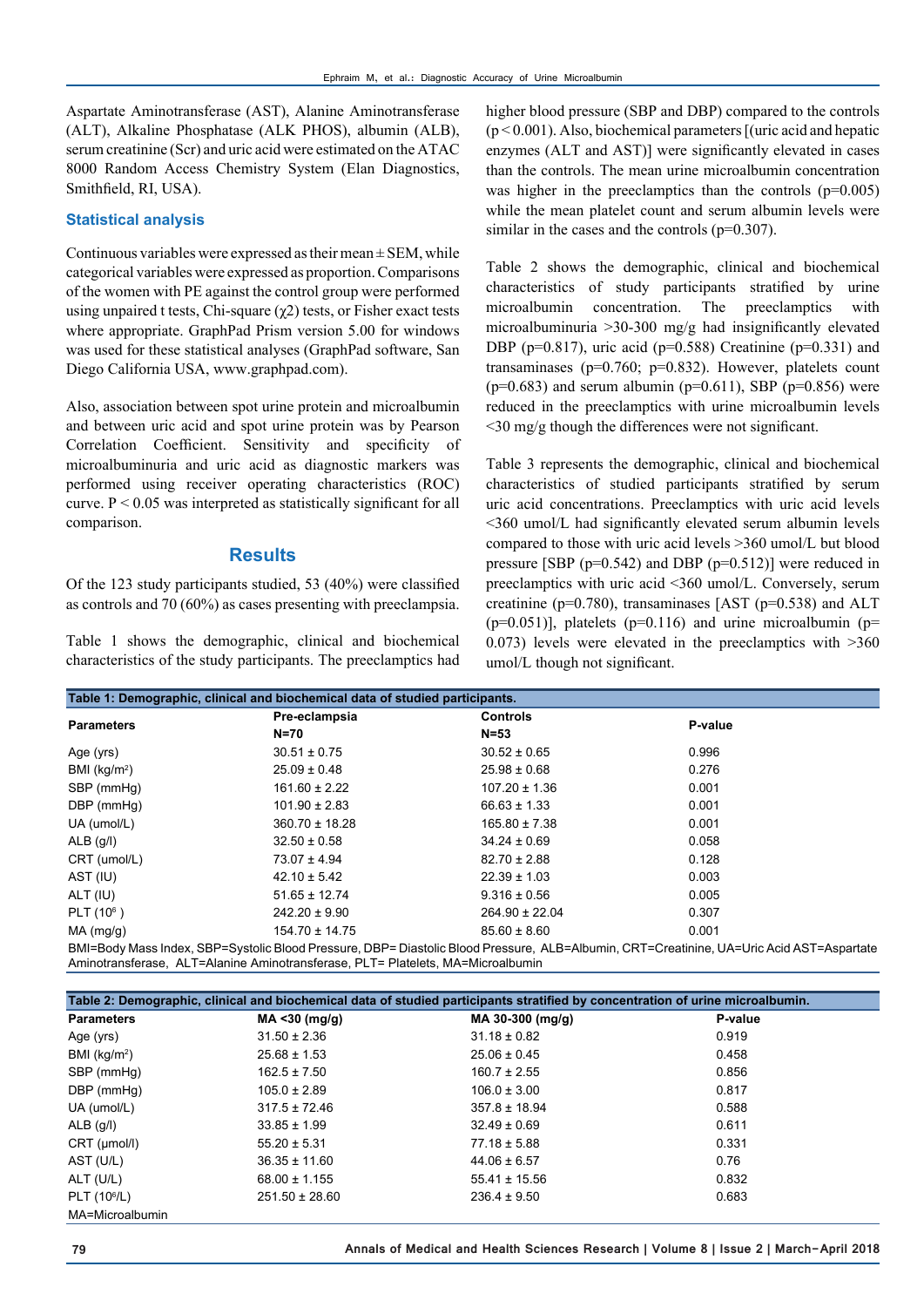Aspartate Aminotransferase (AST), Alanine Aminotransferase (ALT), Alkaline Phosphatase (ALK PHOS), albumin (ALB), serum creatinine (Scr) and uric acid were estimated on the ATAC 8000 Random Access Chemistry System (Elan Diagnostics, Smithfield, RI, USA).

### Statistical analysis

Continuous variables were expressed as their mean ± SEM, while categorical variables were expressed as proportion. Comparisons of the women with PE against the control group were performed using unpaired t tests, Chi-square ($\chi 2$) tests, or Fisher exact tests where appropriate. GraphPad Prism version 5.00 for windows was used for these statistical analyses (GraphPad software, San Diego California USA, www.graphpad.com).

Also, association between spot urine protein and microalbumin and between uric acid and spot urine protein was by Pearson Correlation Coefficient. Sensitivity and specificity of microalbuminuria and uric acid as diagnostic markers was performed using receiver operating characteristics (ROC) curve. $P < 0.05$ was interpreted as statistically significant for all comparison.

## Results

Of the 123 study participants studied, 53 (40%) were classified as controls and 70 (60%) as cases presenting with preeclampsia.

Table 1 shows the demographic, clinical and biochemical characteristics of the study participants. The preeclamptics had higher blood pressure (SBP and DBP) compared to the controls ($p < 0.001$). Also, biochemical parameters [(uric acid and hepatic enzymes (ALT and AST)] were significantly elevated in cases than the controls. The mean urine microalbumin concentration was higher in the preeclamptics than the controls (p=0.005) while the mean platelet count and serum albumin levels were similar in the cases and the controls (p=0.307).

Table 2 shows the demographic, clinical and biochemical characteristics of study participants stratified by urine microalbumin concentration. The preeclamptics with microalbuminuria >30-300 mg/g had insignificantly elevated DBP (p=0.817), uric acid (p=0.588) Creatinine (p=0.331) and transaminases (p=0.760; p=0.832). However, platelets count (p=0.683) and serum albumin (p=0.611), SBP (p=0.856) were reduced in the preeclamptics with urine microalbumin levels <30 mg/g though the differences were not significant.

Table 3 represents the demographic, clinical and biochemical characteristics of studied participants stratified by serum uric acid concentrations. Preeclamptics with uric acid levels <360 umol/L had significantly elevated serum albumin levels compared to those with uric acid levels >360 umol/L but blood pressure [SBP (p=0.542) and DBP (p=0.512)] were reduced in preeclamptics with uric acid <360 umol/L. Conversely, serum creatinine (p=0.780), transaminases [AST (p=0.538) and ALT (p=0.051)], platelets (p=0.116) and urine microalbumin (p= 0.073) levels were elevated in the preeclamptics with >360 umol/L though not significant.

**Table 1: Demographic, clinical and biochemical data of studied participants.**

| Parameters | Pre-eclampsia N=70 | Controls N=53 | P-value |
|---|---|---|---|
| Age (yrs) | 30.51 ± 0.75 | 30.52 ± 0.65 | 0.996 |
| BMI (kg/m$^2$) | 25.09 ± 0.48 | 25.98 ± 0.68 | 0.276 |
| SBP (mmHg) | 161.60 ± 2.22 | 107.20 ± 1.36 | 0.001 |
| DBP (mmHg) | 101.90 ± 2.83 | 66.63 ± 1.33 | 0.001 |
| UA (umol/L) | 360.70 ± 18.28 | 165.80 ± 7.38 | 0.001 |
| ALB (g/l) | 32.50 ± 0.58 | 34.24 ± 0.69 | 0.058 |
| CRT (umol/L) | 73.07 ± 4.94 | 82.70 ± 2.88 | 0.128 |
| AST (IU) | 42.10 ± 5.42 | 22.39 ± 1.03 | 0.003 |
| ALT (IU) | 51.65 ± 12.74 | 9.316 ± 0.56 | 0.005 |
| PLT ($10^6$ ) | 242.20 ± 9.90 | 264.90 ± 22.04 | 0.307 |
| MA (mg/g) | 154.70 ± 14.75 | 85.60 ± 8.60 | 0.001 |

BMI=Body Mass Index, SBP=Systolic Blood Pressure, DBP= Diastolic Blood Pressure, ALB=Albumin, CRT=Creatinine, UA=Uric Acid AST=Aspartate Aminotransferase, ALT=Alanine Aminotransferase, PLT= Platelets, MA=Microalbumin

**Table 2: Demographic, clinical and biochemical data of studied participants stratified by concentration of urine microalbumin.**

| Parameters | MA <30 (mg/g) | MA 30-300 (mg/g) | P-value |
|---|---|---|---|
| Age (yrs) | 31.50 ± 2.36 | 31.18 ± 0.82 | 0.919 |
| BMI (kg/m$^2$) | 25.68 ± 1.53 | 25.06 ± 0.45 | 0.458 |
| SBP (mmHg) | 162.5 ± 7.50 | 160.7 ± 2.55 | 0.856 |
| DBP (mmHg) | 105.0 ± 2.89 | 106.0 ± 3.00 | 0.817 |
| UA (umol/L) | 317.5 ± 72.46 | 357.8 ± 18.94 | 0.588 |
| ALB (g/l) | 33.85 ± 1.99 | 32.49 ± 0.69 | 0.611 |
| CRT (μmol/l) | 55.20 ± 5.31 | 77.18 ± 5.88 | 0.331 |
| AST (U/L) | 36.35 ± 11.60 | 44.06 ± 6.57 | 0.76 |
| ALT (U/L) | 68.00 ± 1.155 | 55.41 ± 15.56 | 0.832 |
| PLT ($10^6$/L) | 251.50 ± 28.60 | 236.4 ± 9.50 | 0.683 |

MA=Microalbumin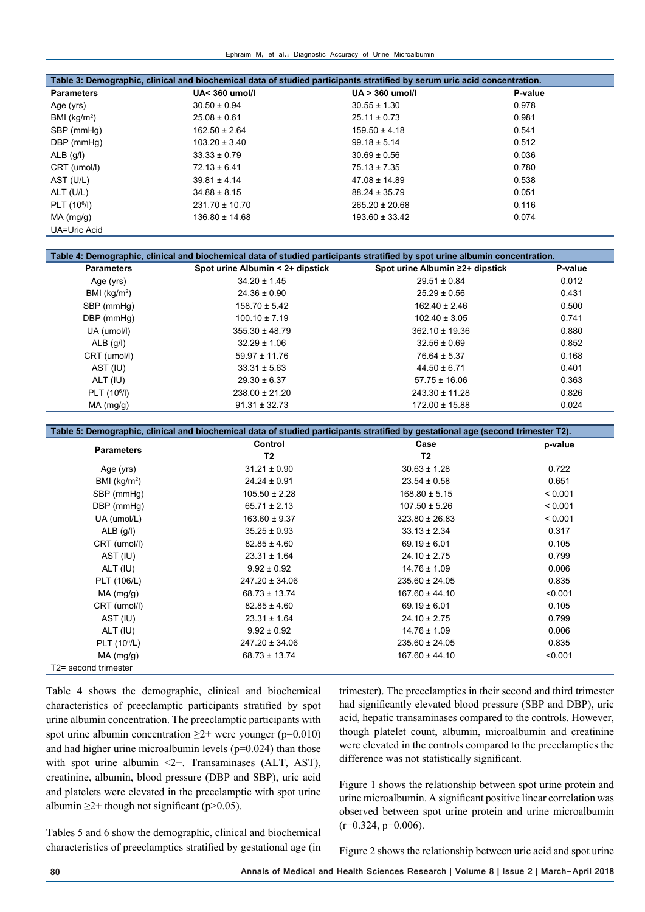**Table 3: Demographic, clinical and biochemical data of studied participants stratified by serum uric acid concentration.**

| Parameters | UA< 360 umol/l | UA > 360 umol/l | P-value |
|---|---|---|---|
| Age (yrs) | 30.50 ± 0.94 | 30.55 ± 1.30 | 0.978 |
| BMI (kg/m$^2$) | 25.08 ± 0.61 | 25.11 ± 0.73 | 0.981 |
| SBP (mmHg) | 162.50 ± 2.64 | 159.50 ± 4.18 | 0.541 |
| DBP (mmHg) | 103.20 ± 3.40 | 99.18 ± 5.14 | 0.512 |
| ALB (g/l) | 33.33 ± 0.79 | 30.69 ± 0.56 | 0.036 |
| CRT (umol/l) | 72.13 ± 6.41 | 75.13 ± 7.35 | 0.780 |
| AST (U/L) | 39.81 ± 4.14 | 47.08 ± 14.89 | 0.538 |
| ALT (U/L) | 34.88 ± 8.15 | 88.24 ± 35.79 | 0.051 |
| PLT (10$^6$/l) | 231.70 ± 10.70 | 265.20 ± 20.68 | 0.116 |
| MA (mg/g) | 136.80 ± 14.68 | 193.60 ± 33.42 | 0.074 |

UA=Uric Acid

**Table 4: Demographic, clinical and biochemical data of studied participants stratified by spot urine albumin concentration.**

| Parameters | Spot urine Albumin < 2+ dipstick | Spot urine Albumin ≥2+ dipstick | P-value |
|---|---|---|---|
| Age (yrs) | 34.20 ± 1.45 | 29.51 ± 0.84 | 0.012 |
| BMI (kg/m$^2$) | 24.36 ± 0.90 | 25.29 ± 0.56 | 0.431 |
| SBP (mmHg) | 158.70 ± 5.42 | 162.40 ± 2.46 | 0.500 |
| DBP (mmHg) | 100.10 ± 7.19 | 102.40 ± 3.05 | 0.741 |
| UA (umol/l) | 355.30 ± 48.79 | 362.10 ± 19.36 | 0.880 |
| ALB (g/l) | 32.29 ± 1.06 | 32.56 ± 0.69 | 0.852 |
| CRT (umol/l) | 59.97 ± 11.76 | 76.64 ± 5.37 | 0.168 |
| AST (IU) | 33.31 ± 5.63 | 44.50 ± 6.71 | 0.401 |
| ALT (IU) | 29.30 ± 6.37 | 57.75 ± 16.06 | 0.363 |
| PLT (10$^6$/l) | 238.00 ± 21.20 | 243.30 ± 11.28 | 0.826 |
| MA (mg/g) | 91.31 ± 32.73 | 172.00 ± 15.88 | 0.024 |

**Table 5: Demographic, clinical and biochemical data of studied participants stratified by gestational age (second trimester T2).**

| Parameters | Control | Case | p-value |
|---|---|---|---|
| | T2 | T2 | |
| Age (yrs) | 31.21 ± 0.90 | 30.63 ± 1.28 | 0.722 |
| BMI (kg/m$^2$) | 24.24 ± 0.91 | 23.54 ± 0.58 | 0.651 |
| SBP (mmHg) | 105.50 ± 2.28 | 168.80 ± 5.15 | < 0.001 |
| DBP (mmHg) | 65.71 ± 2.13 | 107.50 ± 5.26 | < 0.001 |
| UA (umol/L) | 163.60 ± 9.37 | 323.80 ± 26.83 | < 0.001 |
| ALB (g/l) | 35.25 ± 0.93 | 33.13 ± 2.34 | 0.317 |
| CRT (umol/l) | 82.85 ± 4.60 | 69.19 ± 6.01 | 0.105 |
| AST (IU) | 23.31 ± 1.64 | 24.10 ± 2.75 | 0.799 |
| ALT (IU) | 9.92 ± 0.92 | 14.76 ± 1.09 | 0.006 |
| PLT (106/L) | 247.20 ± 34.06 | 235.60 ± 24.05 | 0.835 |
| MA (mg/g) | 68.73 ± 13.74 | 167.60 ± 44.10 | <0.001 |
| CRT (umol/l) | 82.85 ± 4.60 | 69.19 ± 6.01 | 0.105 |
| AST (IU) | 23.31 ± 1.64 | 24.10 ± 2.75 | 0.799 |
| ALT (IU) | 9.92 ± 0.92 | 14.76 ± 1.09 | 0.006 |
| PLT (10$^6$/L) | 247.20 ± 34.06 | 235.60 ± 24.05 | 0.835 |
| MA (mg/g) | 68.73 ± 13.74 | 167.60 ± 44.10 | <0.001 |

T2= second trimester

Table 4 shows the demographic, clinical and biochemical characteristics of preeclamptic participants stratified by spot urine albumin concentration. The preeclamptic participants with spot urine albumin concentration ≥2+ were younger (p=0.010) and had higher urine microalbumin levels (p=0.024) than those with spot urine albumin <2+. Transaminases (ALT, AST), creatinine, albumin, blood pressure (DBP and SBP), uric acid and platelets were elevated in the preeclamptic with spot urine albumin ≥2+ though not significant (p>0.05).

Tables 5 and 6 show the demographic, clinical and biochemical characteristics of preeclamptics stratified by gestational age (in trimester). The preeclamptics in their second and third trimester had significantly elevated blood pressure (SBP and DBP), uric acid, hepatic transaminases compared to the controls. However, though platelet count, albumin, microalbumin and creatinine were elevated in the controls compared to the preeclamptics the difference was not statistically significant.

Figure 1 shows the relationship between spot urine protein and urine microalbumin. A significant positive linear correlation was observed between spot urine protein and urine microalbumin (r=0.324, p=0.006).

Figure 2 shows the relationship between uric acid and spot urine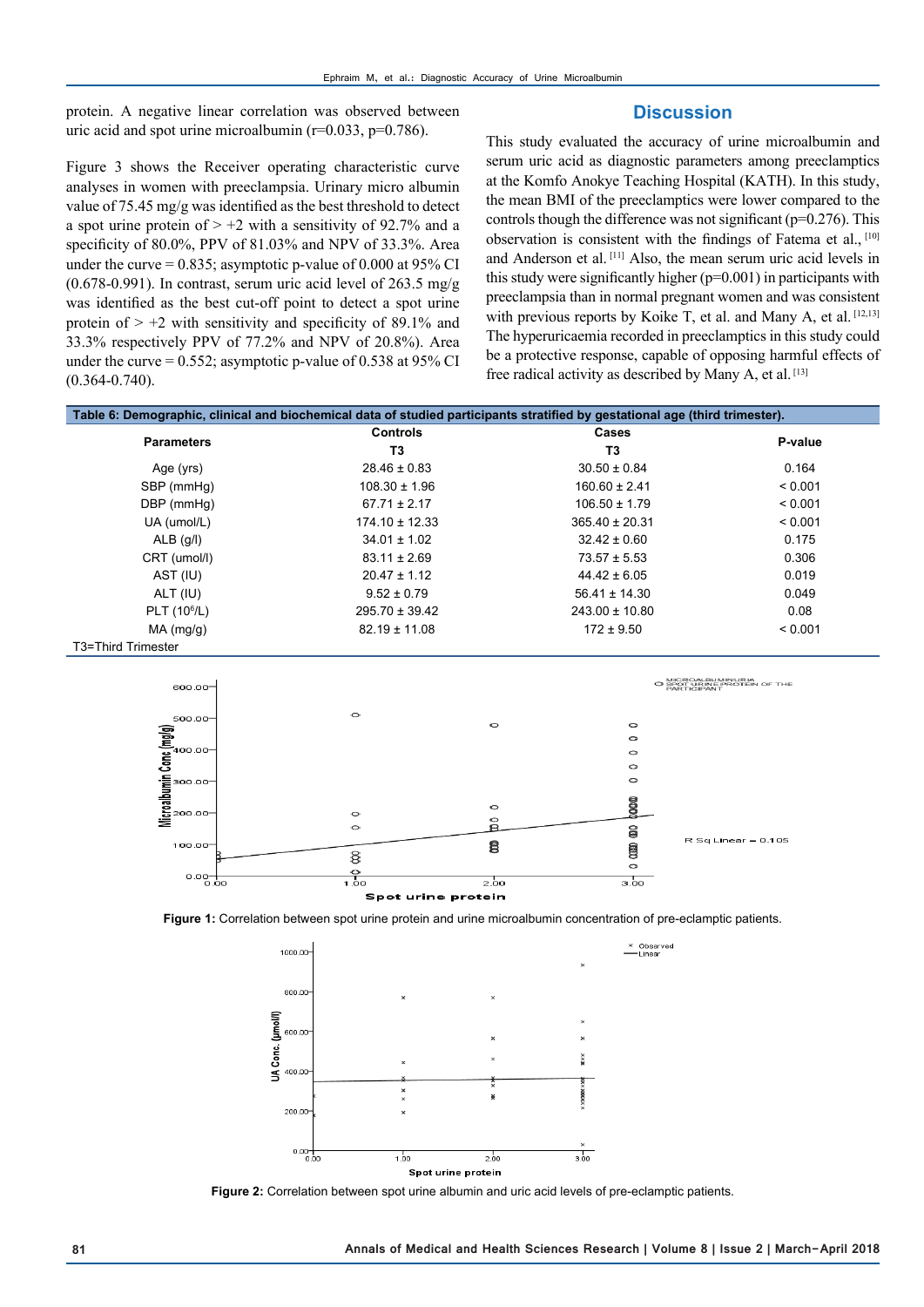protein. A negative linear correlation was observed between uric acid and spot urine microalbumin (r=0.033, p=0.786).

Figure 3 shows the Receiver operating characteristic curve analyses in women with preeclampsia. Urinary micro albumin value of 75.45 mg/g was identified as the best threshold to detect a spot urine protein of > +2 with a sensitivity of 92.7% and a specificity of 80.0%, PPV of 81.03% and NPV of 33.3%. Area under the curve = 0.835; asymptotic p-value of 0.000 at 95% CI (0.678-0.991). In contrast, serum uric acid level of 263.5 mg/g was identified as the best cut-off point to detect a spot urine protein of > +2 with sensitivity and specificity of 89.1% and 33.3% respectively PPV of 77.2% and NPV of 20.8%). Area under the curve = 0.552; asymptotic p-value of 0.538 at 95% CI (0.364-0.740).

## Discussion

This study evaluated the accuracy of urine microalbumin and serum uric acid as diagnostic parameters among preeclamptics at the Komfo Anokye Teaching Hospital (KATH). In this study, the mean BMI of the preeclamptics were lower compared to the controls though the difference was not significant (p=0.276). This observation is consistent with the findings of Fatema et al., [10] and Anderson et al. [11] Also, the mean serum uric acid levels in this study were significantly higher (p=0.001) in participants with preeclampsia than in normal pregnant women and was consistent with previous reports by Koike T, et al. and Many A, et al. [12,13] The hyperuricaemia recorded in preeclamptics in this study could be a protective response, capable of opposing harmful effects of free radical activity as described by Many A, et al. [13]

**Table 6: Demographic, clinical and biochemical data of studied participants stratified by gestational age (third trimester).**

| Parameters | Controls T3 | Cases T3 | P-value |
|---|---|---|---|
| Age (yrs) | 28.46 ± 0.83 | 30.50 ± 0.84 | 0.164 |
| SBP (mmHg) | 108.30 ± 1.96 | 160.60 ± 2.41 | < 0.001 |
| DBP (mmHg) | 67.71 ± 2.17 | 106.50 ± 1.79 | < 0.001 |
| UA (umol/L) | 174.10 ± 12.33 | 365.40 ± 20.31 | < 0.001 |
| ALB (g/l) | 34.01 ± 1.02 | 32.42 ± 0.60 | 0.175 |
| CRT (umol/l) | 83.11 ± 2.69 | 73.57 ± 5.53 | 0.306 |
| AST (IU) | 20.47 ± 1.12 | 44.42 ± 6.05 | 0.019 |
| ALT (IU) | 9.52 ± 0.79 | 56.41 ± 14.30 | 0.049 |
| PLT ($10^6$/L) | 295.70 ± 39.42 | 243.00 ± 10.80 | 0.08 |
| MA (mg/g) | 82.19 ± 11.08 | 172 ± 9.50 | < 0.001 |

T3=Third Trimester

**Figure 1:** Correlation between spot urine protein and urine microalbumin concentration of pre-eclamptic patients.

**Figure 2:** Correlation between spot urine albumin and uric acid levels of pre-eclamptic patients.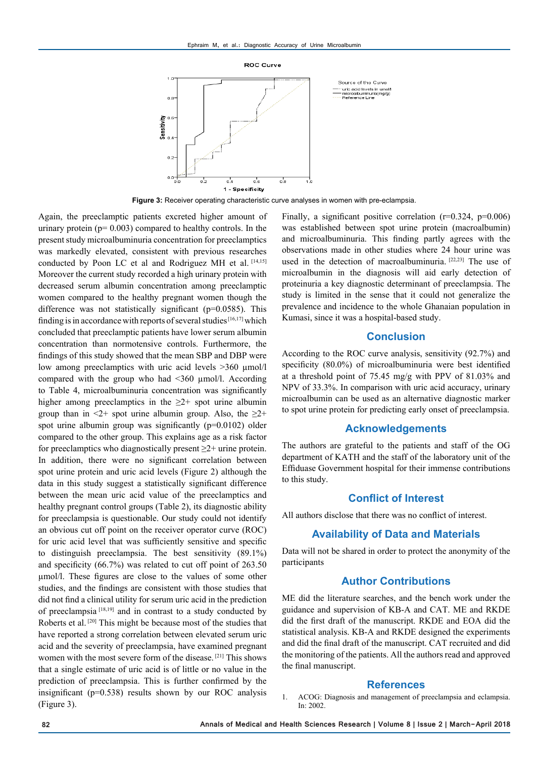Figure 3: Receiver operating characteristic curve analyses in women with pre-eclampsia.

Again, the preeclamptic patients excreted higher amount of urinary protein (p= 0.003) compared to healthy controls. In the present study microalbuminuria concentration for preeclamptics was markedly elevated, consistent with previous researches conducted by Poon LC et al and Rodriguez MH et al. [14,15] Moreover the current study recorded a high urinary protein with decreased serum albumin concentration among preeclamptic women compared to the healthy pregnant women though the difference was not statistically significant (p=0.0585). This finding is in accordance with reports of several studies [16,17] which concluded that preeclamptic patients have lower serum albumin concentration than normotensive controls. Furthermore, the findings of this study showed that the mean SBP and DBP were low among preeclamptics with uric acid levels >360 µmol/l compared with the group who had <360 µmol/l. According to Table 4, microalbuminuria concentration was significantly higher among preeclamptics in the ≥2+ spot urine albumin group than in <2+ spot urine albumin group. Also, the ≥2+ spot urine albumin group was significantly (p=0.0102) older compared to the other group. This explains age as a risk factor for preeclamptics who diagnostically present ≥2+ urine protein. In addition, there were no significant correlation between spot urine protein and uric acid levels (Figure 2) although the data in this study suggest a statistically significant difference between the mean uric acid value of the preeclamptics and healthy pregnant control groups (Table 2), its diagnostic ability for preeclampsia is questionable. Our study could not identify an obvious cut off point on the receiver operator curve (ROC) for uric acid level that was sufficiently sensitive and specific to distinguish preeclampsia. The best sensitivity (89.1%) and specificity (66.7%) was related to cut off point of 263.50 µmol/l. These figures are close to the values of some other studies, and the findings are consistent with those studies that did not find a clinical utility for serum uric acid in the prediction of preeclampsia [18,19] and in contrast to a study conducted by Roberts et al. [20] This might be because most of the studies that have reported a strong correlation between elevated serum uric acid and the severity of preeclampsia, have examined pregnant women with the most severe form of the disease. [21] This shows that a single estimate of uric acid is of little or no value in the prediction of preeclampsia. This is further confirmed by the insignificant (p=0.538) results shown by our ROC analysis (Figure 3).

Finally, a significant positive correlation (r=0.324, p=0.006) was established between spot urine protein (macroalbumin) and microalbuminuria. This finding partly agrees with the observations made in other studies where 24 hour urine was used in the detection of macroalbuminuria. [22,23] The use of microalbumin in the diagnosis will aid early detection of proteinuria a key diagnostic determinant of preeclampsia. The study is limited in the sense that it could not generalize the prevalence and incidence to the whole Ghanaian population in Kumasi, since it was a hospital-based study.

## Conclusion

According to the ROC curve analysis, sensitivity (92.7%) and specificity (80.0%) of microalbuminuria were best identified at a threshold point of 75.45 mg/g with PPV of 81.03% and NPV of 33.3%. In comparison with uric acid accuracy, urinary microalbumin can be used as an alternative diagnostic marker to spot urine protein for predicting early onset of preeclampsia.

## Acknowledgements

The authors are grateful to the patients and staff of the OG department of KATH and the staff of the laboratory unit of the Effiduase Government hospital for their immense contributions to this study.

## Conflict of Interest

All authors disclose that there was no conflict of interest.

## Availability of Data and Materials

Data will not be shared in order to protect the anonymity of the participants

## Author Contributions

ME did the literature searches, and the bench work under the guidance and supervision of KB-A and CAT. ME and RKDE did the first draft of the manuscript. RKDE and EOA did the statistical analysis. KB-A and RKDE designed the experiments and did the final draft of the manuscript. CAT recruited and did the monitoring of the patients. All the authors read and approved the final manuscript.

## References

1. ACOG: Diagnosis and management of preeclampsia and eclampsia. In: 2002.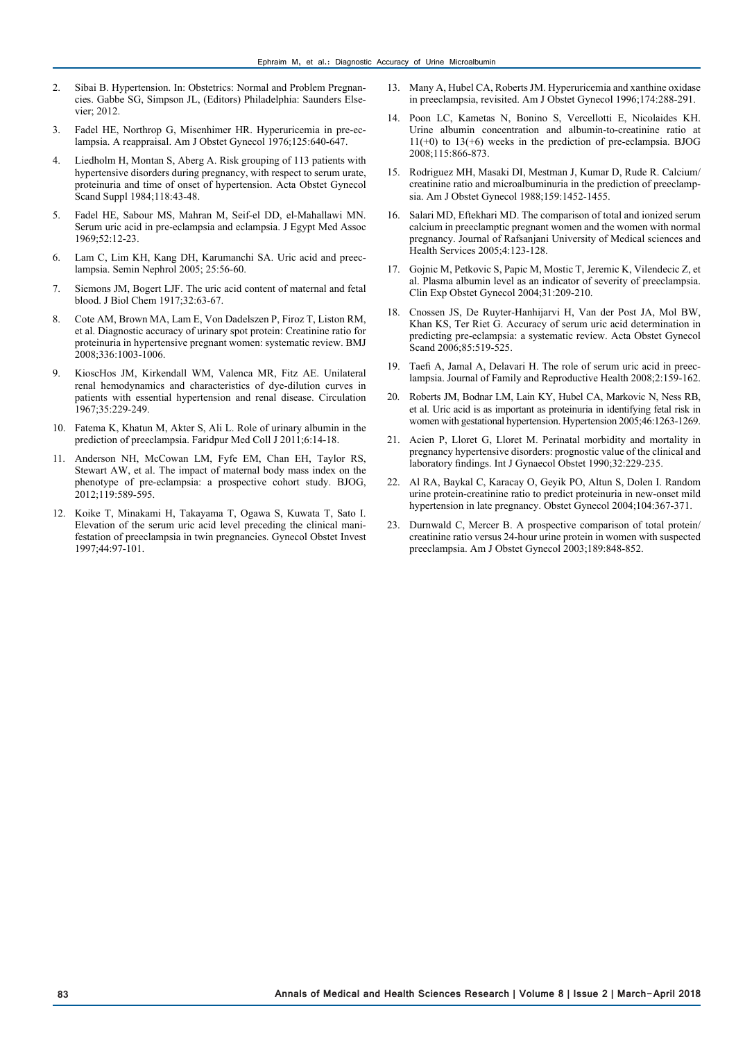2. Sibai B. Hypertension. In: Obstetrics: Normal and Problem Pregnancies. Gabbe SG, Simpson JL, (Editors) Philadelphia: Saunders Elsevier; 2012.
3. Fadel HE, Northrop G, Misenhimer HR. Hyperuricemia in pre-eclampsia. A reappraisal. Am J Obstet Gynecol 1976;125:640-647.
4. Liedholm H, Montan S, Aberg A. Risk grouping of 113 patients with hypertensive disorders during pregnancy, with respect to serum urate, proteinuria and time of onset of hypertension. Acta Obstet Gynecol Scand Suppl 1984;118:43-48.
5. Fadel HE, Sabour MS, Mahran M, Seif-el DD, el-Mahallawi MN. Serum uric acid in pre-eclampsia and eclampsia. J Egypt Med Assoc 1969;52:12-23.
6. Lam C, Lim KH, Kang DH, Karumanchi SA. Uric acid and preeclampsia. Semin Nephrol 2005; 25:56-60.
7. Siemons JM, Bogert LJF. The uric acid content of maternal and fetal blood. J Biol Chem 1917;32:63-67.
8. Cote AM, Brown MA, Lam E, Von Dadelszen P, Firoz T, Liston RM, et al. Diagnostic accuracy of urinary spot protein: Creatinine ratio for proteinuria in hypertensive pregnant women: systematic review. BMJ 2008;336:1003-1006.
9. KioscHos JM, Kirkendall WM, Valenca MR, Fitz AE. Unilateral renal hemodynamics and characteristics of dye-dilution curves in patients with essential hypertension and renal disease. Circulation 1967;35:229-249.
10. Fatema K, Khatun M, Akter S, Ali L. Role of urinary albumin in the prediction of preeclampsia. Faridpur Med Coll J 2011;6:14-18.
11. Anderson NH, McCowan LM, Fyfe EM, Chan EH, Taylor RS, Stewart AW, et al. The impact of maternal body mass index on the phenotype of pre-eclampsia: a prospective cohort study. BJOG, 2012;119:589-595.
12. Koike T, Minakami H, Takayama T, Ogawa S, Kuwata T, Sato I. Elevation of the serum uric acid level preceding the clinical manifestation of preeclampsia in twin pregnancies. Gynecol Obstet Invest 1997;44:97-101.
13. Many A, Hubel CA, Roberts JM. Hyperuricemia and xanthine oxidase in preeclampsia, revisited. Am J Obstet Gynecol 1996;174:288-291.
14. Poon LC, Kametas N, Bonino S, Vercellotti E, Nicolaides KH. Urine albumin concentration and albumin-to-creatinine ratio at 11(+0) to 13(+6) weeks in the prediction of pre-eclampsia. BJOG 2008;115:866-873.
15. Rodriguez MH, Masaki DI, Mestman J, Kumar D, Rude R. Calcium/creatinine ratio and microalbuminuria in the prediction of preeclampsia. Am J Obstet Gynecol 1988;159:1452-1455.
16. Salari MD, Eftekhari MD. The comparison of total and ionized serum calcium in preeclamptic pregnant women and the women with normal pregnancy. Journal of Rafsanjani University of Medical sciences and Health Services 2005;4:123-128.
17. Gojnic M, Petkovic S, Papic M, Mostic T, Jeremic K, Vilendecic Z, et al. Plasma albumin level as an indicator of severity of preeclampsia. Clin Exp Obstet Gynecol 2004;31:209-210.
18. Cnossen JS, De Ruyter-Hanhijarvi H, Van der Post JA, Mol BW, Khan KS, Ter Riet G. Accuracy of serum uric acid determination in predicting pre-eclampsia: a systematic review. Acta Obstet Gynecol Scand 2006;85:519-525.
19. Taefi A, Jamal A, Delavari H. The role of serum uric acid in preeclampsia. Journal of Family and Reproductive Health 2008;2:159-162.
20. Roberts JM, Bodnar LM, Lain KY, Hubel CA, Markovic N, Ness RB, et al. Uric acid is as important as proteinuria in identifying fetal risk in women with gestational hypertension. Hypertension 2005;46:1263-1269.
21. Acien P, Lloret G, Lloret M. Perinatal morbidity and mortality in pregnancy hypertensive disorders: prognostic value of the clinical and laboratory findings. Int J Gynaecol Obstet 1990;32:229-235.
22. Al RA, Baykal C, Karacay O, Geyik PO, Altun S, Dolen I. Random urine protein-creatinine ratio to predict proteinuria in new-onset mild hypertension in late pregnancy. Obstet Gynecol 2004;104:367-371.
23. Durnwald C, Mercer B. A prospective comparison of total protein/creatinine ratio versus 24-hour urine protein in women with suspected preeclampsia. Am J Obstet Gynecol 2003;189:848-852.